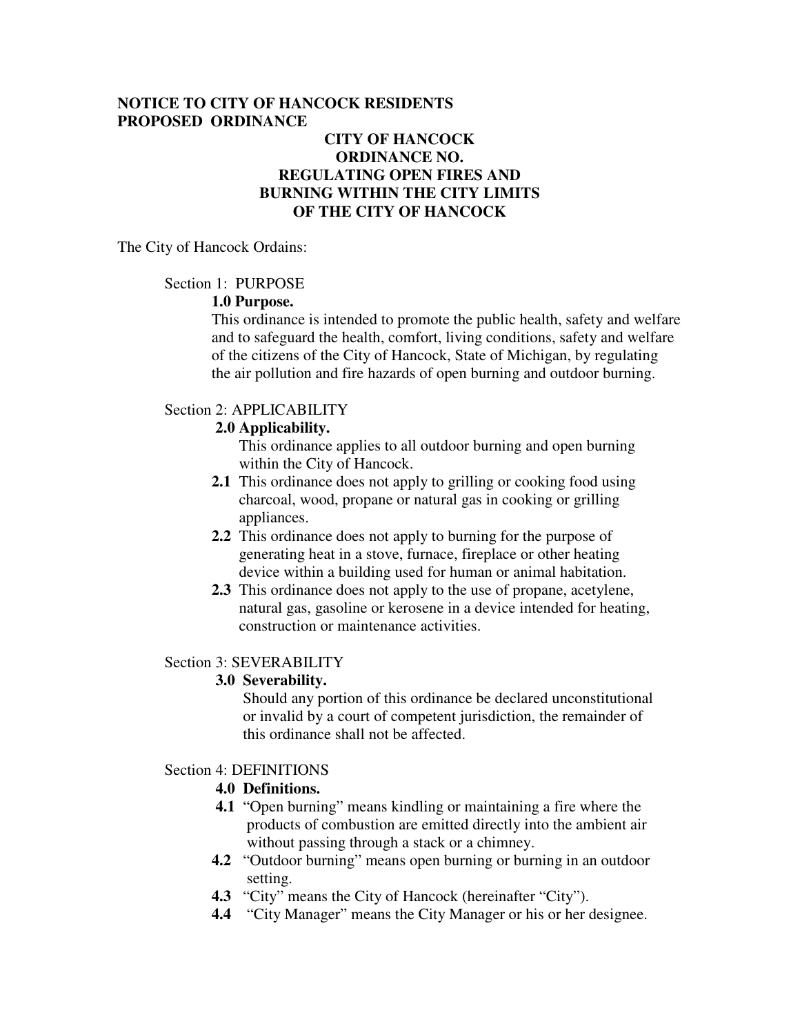**NOTICE TO CITY OF HANCOCK RESIDENTS**
**PROPOSED ORDINANCE**

# CITY OF HANCOCK ORDINANCE NO. REGULATING OPEN FIRES AND BURNING WITHIN THE CITY LIMITS OF THE CITY OF HANCOCK

The City of Hancock Ordains:

## Section 1: PURPOSE

**1.0 Purpose.**

This ordinance is intended to promote the public health, safety and welfare and to safeguard the health, comfort, living conditions, safety and welfare of the citizens of the City of Hancock, State of Michigan, by regulating the air pollution and fire hazards of open burning and outdoor burning.

## Section 2: APPLICABILITY

**2.0 Applicability.**

This ordinance applies to all outdoor burning and open burning within the City of Hancock.

**2.1** This ordinance does not apply to grilling or cooking food using charcoal, wood, propane or natural gas in cooking or grilling appliances.

**2.2** This ordinance does not apply to burning for the purpose of generating heat in a stove, furnace, fireplace or other heating device within a building used for human or animal habitation.

**2.3** This ordinance does not apply to the use of propane, acetylene, natural gas, gasoline or kerosene in a device intended for heating, construction or maintenance activities.

## Section 3: SEVERABILITY

**3.0 Severability.**

Should any portion of this ordinance be declared unconstitutional or invalid by a court of competent jurisdiction, the remainder of this ordinance shall not be affected.

## Section 4: DEFINITIONS

**4.0 Definitions.**

**4.1** "Open burning" means kindling or maintaining a fire where the products of combustion are emitted directly into the ambient air without passing through a stack or a chimney.

**4.2** "Outdoor burning" means open burning or burning in an outdoor setting.

**4.3** "City" means the City of Hancock (hereinafter "City").

**4.4** "City Manager" means the City Manager or his or her designee.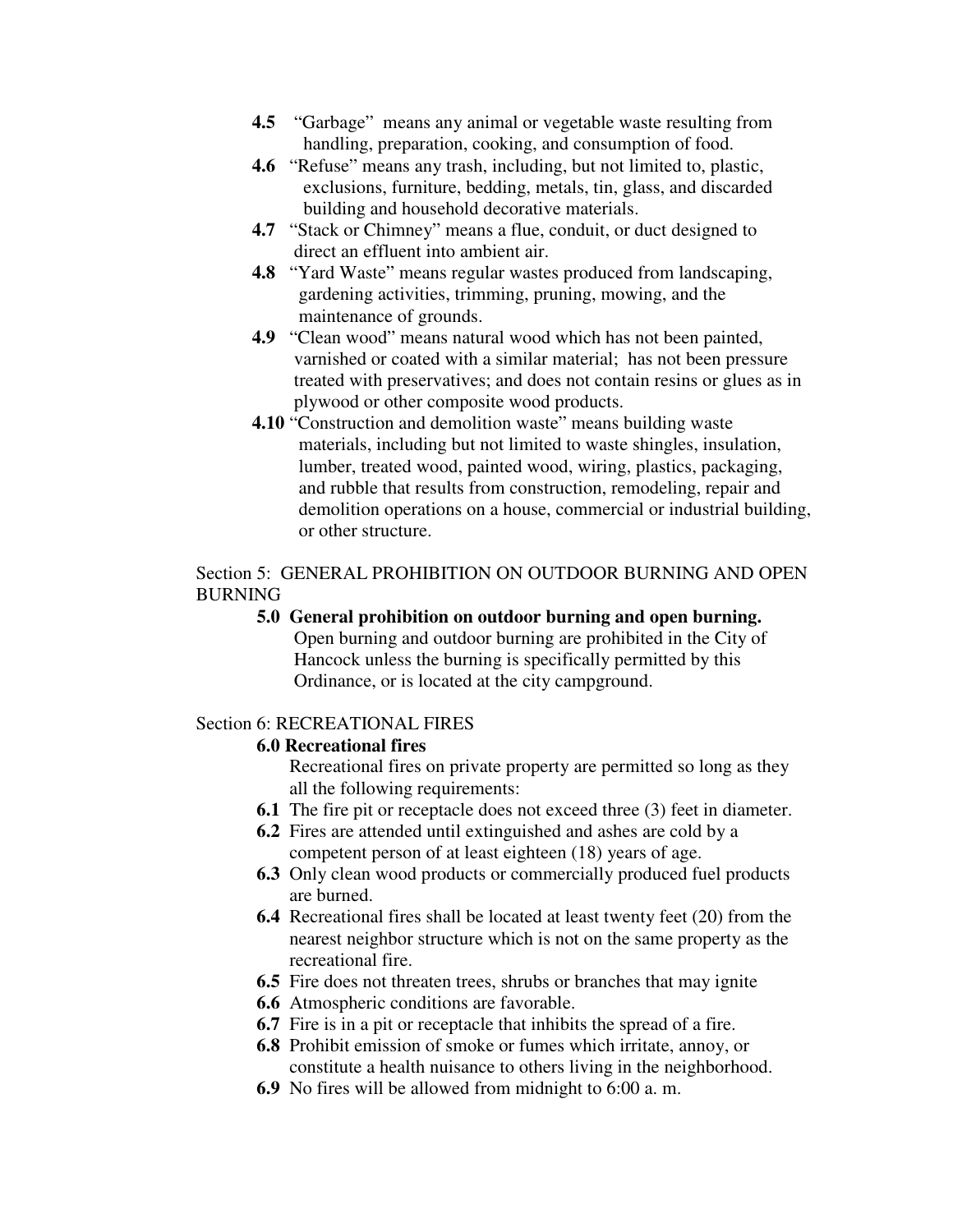**4.5** "Garbage" means any animal or vegetable waste resulting from handling, preparation, cooking, and consumption of food.

**4.6** "Refuse" means any trash, including, but not limited to, plastic, exclusions, furniture, bedding, metals, tin, glass, and discarded building and household decorative materials.

**4.7** "Stack or Chimney" means a flue, conduit, or duct designed to direct an effluent into ambient air.

**4.8** "Yard Waste" means regular wastes produced from landscaping, gardening activities, trimming, pruning, mowing, and the maintenance of grounds.

**4.9** "Clean wood" means natural wood which has not been painted, varnished or coated with a similar material; has not been pressure treated with preservatives; and does not contain resins or glues as in plywood or other composite wood products.

**4.10** "Construction and demolition waste" means building waste materials, including but not limited to waste shingles, insulation, lumber, treated wood, painted wood, wiring, plastics, packaging, and rubble that results from construction, remodeling, repair and demolition operations on a house, commercial or industrial building, or other structure.

Section 5: GENERAL PROHIBITION ON OUTDOOR BURNING AND OPEN BURNING

**5.0 General prohibition on outdoor burning and open burning.** Open burning and outdoor burning are prohibited in the City of Hancock unless the burning is specifically permitted by this Ordinance, or is located at the city campground.

Section 6: RECREATIONAL FIRES

**6.0 Recreational fires**

Recreational fires on private property are permitted so long as they all the following requirements:

**6.1** The fire pit or receptacle does not exceed three (3) feet in diameter.

**6.2** Fires are attended until extinguished and ashes are cold by a competent person of at least eighteen (18) years of age.

**6.3** Only clean wood products or commercially produced fuel products are burned.

**6.4** Recreational fires shall be located at least twenty feet (20) from the nearest neighbor structure which is not on the same property as the recreational fire.

**6.5** Fire does not threaten trees, shrubs or branches that may ignite

**6.6** Atmospheric conditions are favorable.

**6.7** Fire is in a pit or receptacle that inhibits the spread of a fire.

**6.8** Prohibit emission of smoke or fumes which irritate, annoy, or constitute a health nuisance to others living in the neighborhood.

**6.9** No fires will be allowed from midnight to 6:00 a. m.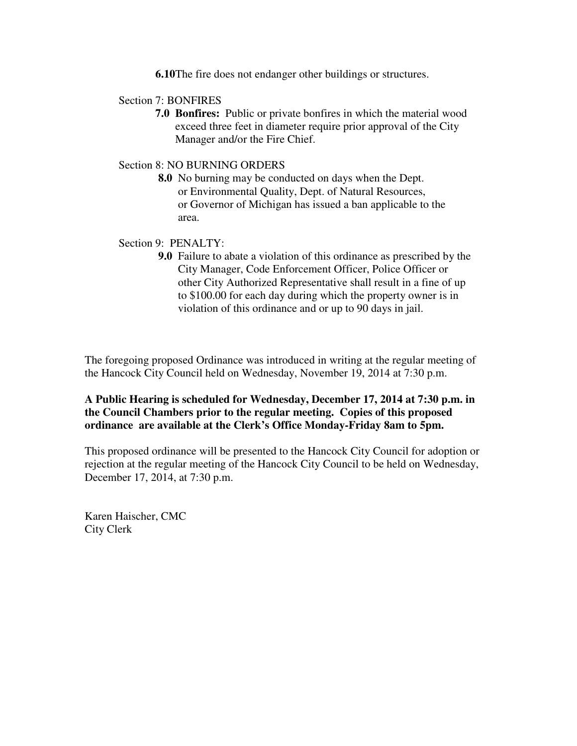**6.10** The fire does not endanger other buildings or structures.

Section 7: BONFIRES

**7.0 Bonfires:** Public or private bonfires in which the material wood exceed three feet in diameter require prior approval of the City Manager and/or the Fire Chief.

Section 8: NO BURNING ORDERS

**8.0** No burning may be conducted on days when the Dept. or Environmental Quality, Dept. of Natural Resources, or Governor of Michigan has issued a ban applicable to the area.

Section 9: PENALTY:

**9.0** Failure to abate a violation of this ordinance as prescribed by the City Manager, Code Enforcement Officer, Police Officer or other City Authorized Representative shall result in a fine of up to $100.00 for each day during which the property owner is in violation of this ordinance and or up to 90 days in jail.

The foregoing proposed Ordinance was introduced in writing at the regular meeting of the Hancock City Council held on Wednesday, November 19, 2014 at 7:30 p.m.

**A Public Hearing is scheduled for Wednesday, December 17, 2014 at 7:30 p.m. in the Council Chambers prior to the regular meeting. Copies of this proposed ordinance are available at the Clerk's Office Monday-Friday 8am to 5pm.**

This proposed ordinance will be presented to the Hancock City Council for adoption or rejection at the regular meeting of the Hancock City Council to be held on Wednesday, December 17, 2014, at 7:30 p.m.

Karen Haischer, CMC
City Clerk